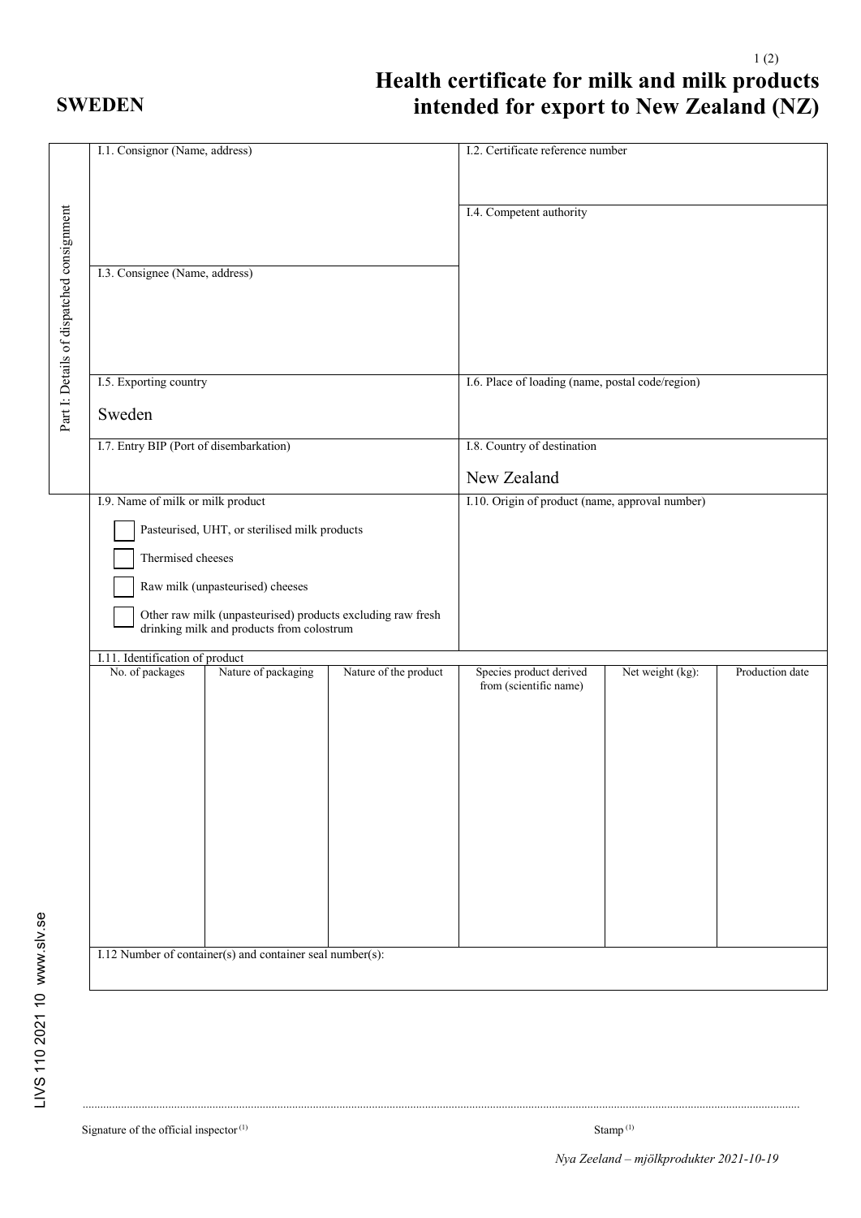**SWEDEN**

# Health certificate for milk and milk products intended for export to New Zealand (NZ)

**Part I: Details of dispatched consignment**

| I.1. Consignor (Name, address) | I.2. Certificate reference number |
|---|---|
| | I.4. Competent authority |
| I.3. Consignee (Name, address) | |
| I.5. Exporting country<br>Sweden | I.6. Place of loading (name, postal code/region) |
| I.7. Entry BIP (Port of disembarkation) | I.8. Country of destination<br>New Zealand |
| I.9. Name of milk or milk product<br>☐ Pasteurised, UHT, or sterilised milk products<br>☐ Thermised cheeses<br>☐ Raw milk (unpasteurised) cheeses<br>☐ Other raw milk (unpasteurised) products excluding raw fresh drinking milk and products from colostrum | I.10. Origin of product (name, approval number) |

I.11. Identification of product

| No. of packages | Nature of packaging | Nature of the product | Species product derived from (scientific name) | Net weight (kg): | Production date |
|---|---|---|---|---|---|
| | | | | | |

I.12 Number of container(s) and container seal number(s):

.......................................................................................................................................................

Signature of the official inspector [(1)]　　　　　　　　　　　　Stamp [(1)]

*Nya Zeeland – mjölkprodukter 2021-10-19*

LIVS 110 2021 10 www.slv.se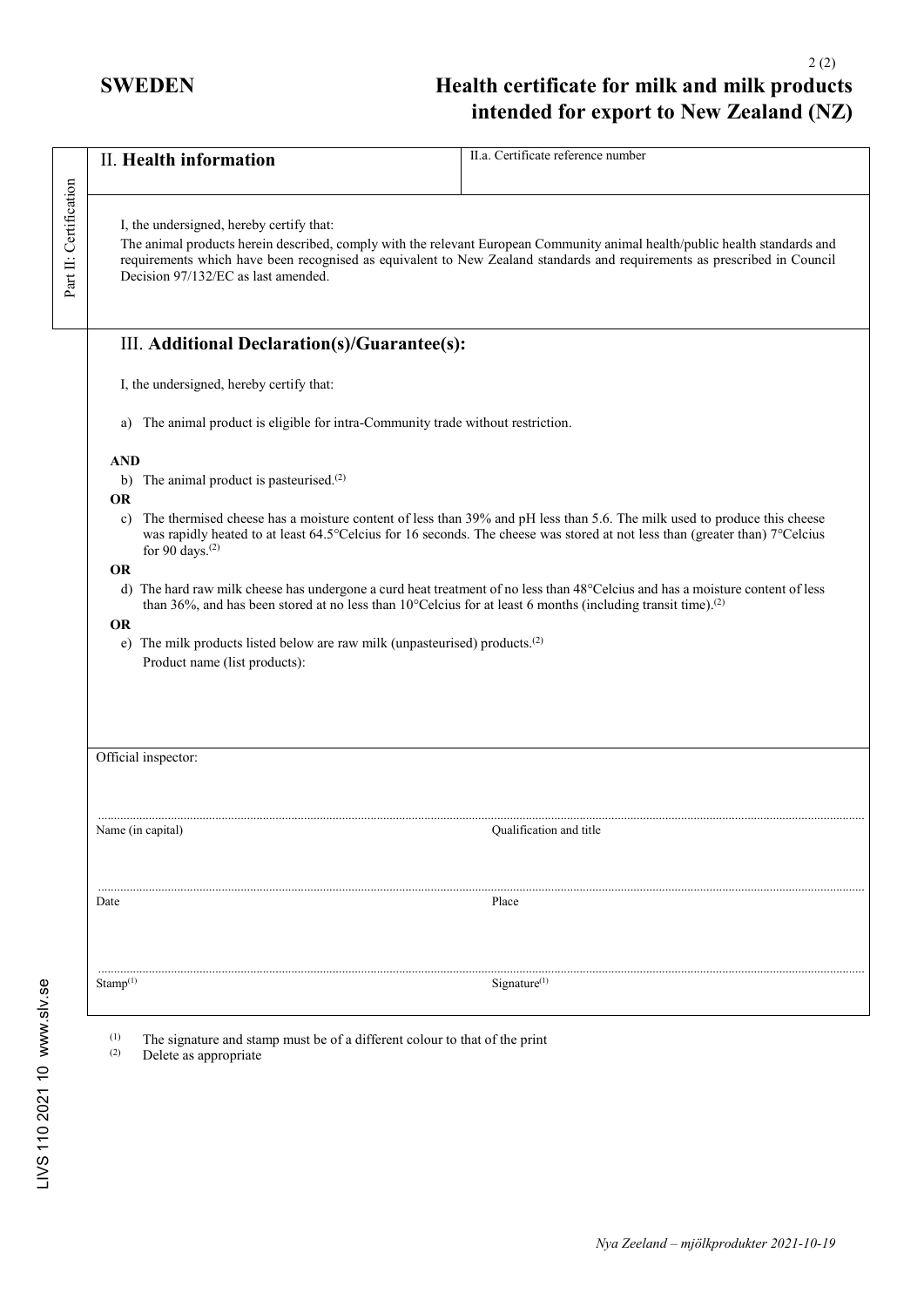**SWEDEN**

# Health certificate for milk and milk products intended for export to New Zealand (NZ)

Part II: Certification

## II. Health information

II.a. Certificate reference number

I, the undersigned, hereby certify that:

The animal products herein described, comply with the relevant European Community animal health/public health standards and requirements which have been recognised as equivalent to New Zealand standards and requirements as prescribed in Council Decision 97/132/EC as last amended.

## III. Additional Declaration(s)/Guarantee(s):

I, the undersigned, hereby certify that:

a) The animal product is eligible for intra-Community trade without restriction.

**AND**

b) The animal product is pasteurised.[2]

**OR**

c) The thermised cheese has a moisture content of less than 39% and pH less than 5.6. The milk used to produce this cheese was rapidly heated to at least 64.5°Celcius for 16 seconds. The cheese was stored at not less than (greater than) 7°Celcius for 90 days.[2]

**OR**

d) The hard raw milk cheese has undergone a curd heat treatment of no less than 48°Celcius and has a moisture content of less than 36%, and has been stored at no less than 10°Celcius for at least 6 months (including transit time).[2]

**OR**

e) The milk products listed below are raw milk (unpasteurised) products.[2]

Product name (list products):

Official inspector:

Name (in capital) ........................................ Qualification and title

Date ........................................ Place

Stamp[1] ........................................ Signature[1]

[1] The signature and stamp must be of a different colour to that of the print

[2] Delete as appropriate

LIVS 110 2021 10 www.slv.se

*Nya Zeeland – mjölkprodukter 2021-10-19*